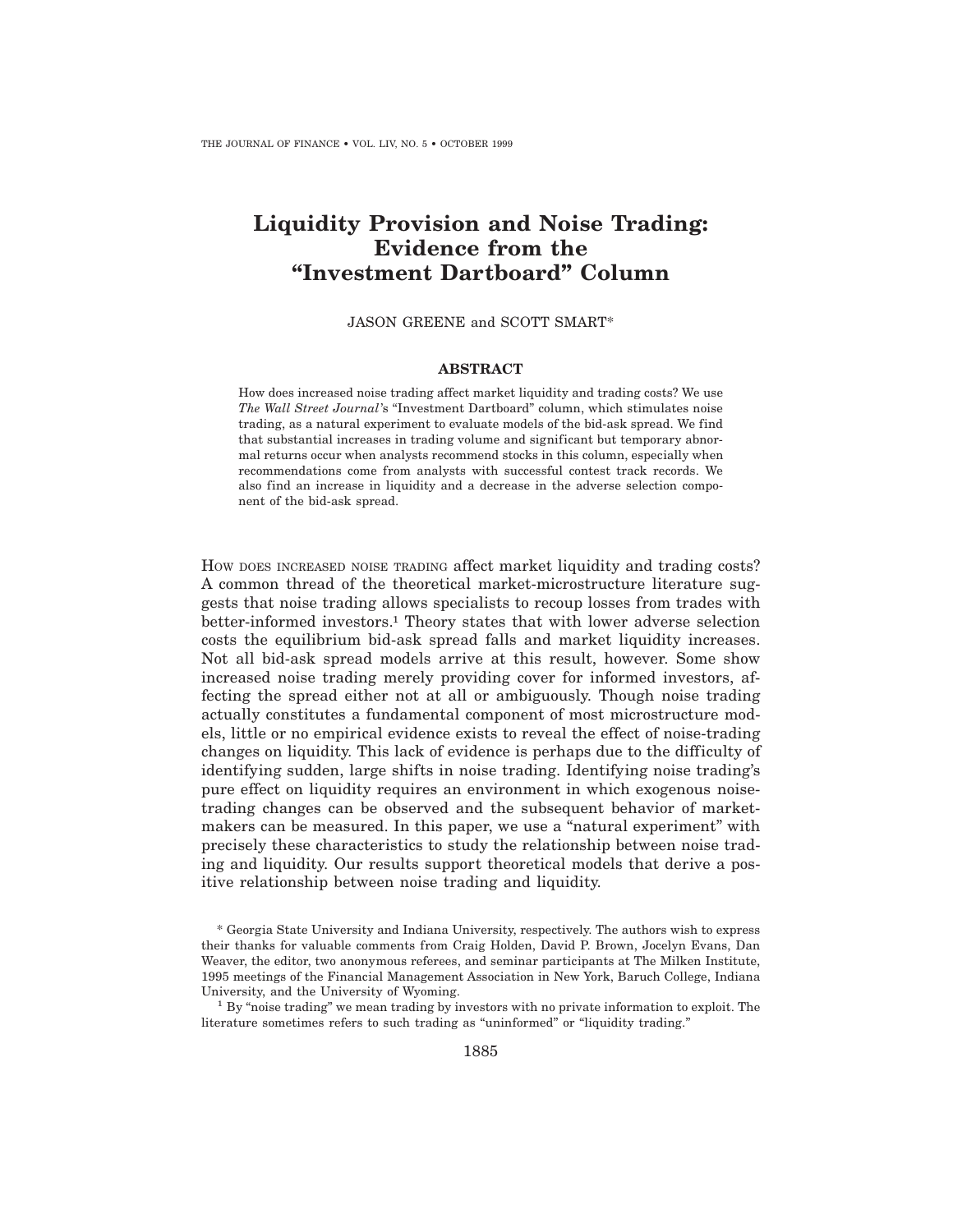# Liquidity Provision and Noise Trading: Evidence from the "Investment Dartboard" Column

JASON GREENE and SCOTT SMART*

## ABSTRACT

How does increased noise trading affect market liquidity and trading costs? We use *The Wall Street Journal*'s "Investment Dartboard" column, which stimulates noise trading, as a natural experiment to evaluate models of the bid-ask spread. We find that substantial increases in trading volume and significant but temporary abnormal returns occur when analysts recommend stocks in this column, especially when recommendations come from analysts with successful contest track records. We also find an increase in liquidity and a decrease in the adverse selection component of the bid-ask spread.

HOW DOES INCREASED NOISE TRADING affect market liquidity and trading costs? A common thread of the theoretical market-microstructure literature suggests that noise trading allows specialists to recoup losses from trades with better-informed investors.[1] Theory states that with lower adverse selection costs the equilibrium bid-ask spread falls and market liquidity increases. Not all bid-ask spread models arrive at this result, however. Some show increased noise trading merely providing cover for informed investors, affecting the spread either not at all or ambiguously. Though noise trading actually constitutes a fundamental component of most microstructure models, little or no empirical evidence exists to reveal the effect of noise-trading changes on liquidity. This lack of evidence is perhaps due to the difficulty of identifying sudden, large shifts in noise trading. Identifying noise trading's pure effect on liquidity requires an environment in which exogenous noise-trading changes can be observed and the subsequent behavior of market-makers can be measured. In this paper, we use a "natural experiment" with precisely these characteristics to study the relationship between noise trading and liquidity. Our results support theoretical models that derive a positive relationship between noise trading and liquidity.

\* Georgia State University and Indiana University, respectively. The authors wish to express their thanks for valuable comments from Craig Holden, David P. Brown, Jocelyn Evans, Dan Weaver, the editor, two anonymous referees, and seminar participants at The Milken Institute, 1995 meetings of the Financial Management Association in New York, Baruch College, Indiana University, and the University of Wyoming.

[1] By "noise trading" we mean trading by investors with no private information to exploit. The literature sometimes refers to such trading as "uninformed" or "liquidity trading."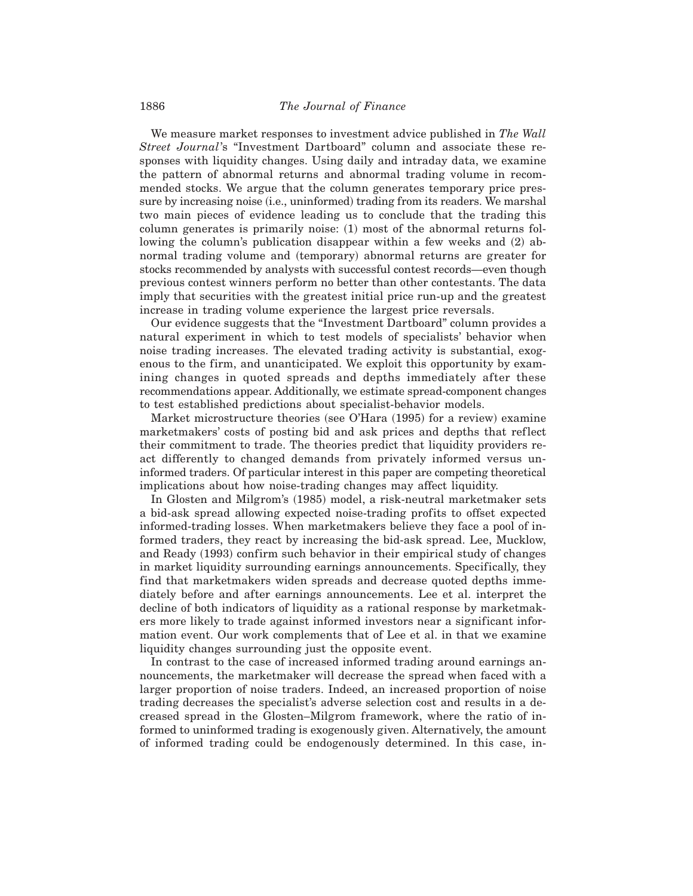We measure market responses to investment advice published in *The Wall Street Journal*'s "Investment Dartboard" column and associate these responses with liquidity changes. Using daily and intraday data, we examine the pattern of abnormal returns and abnormal trading volume in recommended stocks. We argue that the column generates temporary price pressure by increasing noise (i.e., uninformed) trading from its readers. We marshal two main pieces of evidence leading us to conclude that the trading this column generates is primarily noise: (1) most of the abnormal returns following the column's publication disappear within a few weeks and (2) abnormal trading volume and (temporary) abnormal returns are greater for stocks recommended by analysts with successful contest records—even though previous contest winners perform no better than other contestants. The data imply that securities with the greatest initial price run-up and the greatest increase in trading volume experience the largest price reversals.

Our evidence suggests that the "Investment Dartboard" column provides a natural experiment in which to test models of specialists' behavior when noise trading increases. The elevated trading activity is substantial, exogenous to the firm, and unanticipated. We exploit this opportunity by examining changes in quoted spreads and depths immediately after these recommendations appear. Additionally, we estimate spread-component changes to test established predictions about specialist-behavior models.

Market microstructure theories (see O'Hara (1995) for a review) examine marketmakers' costs of posting bid and ask prices and depths that reflect their commitment to trade. The theories predict that liquidity providers react differently to changed demands from privately informed versus uninformed traders. Of particular interest in this paper are competing theoretical implications about how noise-trading changes may affect liquidity.

In Glosten and Milgrom's (1985) model, a risk-neutral marketmaker sets a bid-ask spread allowing expected noise-trading profits to offset expected informed-trading losses. When marketmakers believe they face a pool of informed traders, they react by increasing the bid-ask spread. Lee, Mucklow, and Ready (1993) confirm such behavior in their empirical study of changes in market liquidity surrounding earnings announcements. Specifically, they find that marketmakers widen spreads and decrease quoted depths immediately before and after earnings announcements. Lee et al. interpret the decline of both indicators of liquidity as a rational response by marketmakers more likely to trade against informed investors near a significant information event. Our work complements that of Lee et al. in that we examine liquidity changes surrounding just the opposite event.

In contrast to the case of increased informed trading around earnings announcements, the marketmaker will decrease the spread when faced with a larger proportion of noise traders. Indeed, an increased proportion of noise trading decreases the specialist's adverse selection cost and results in a decreased spread in the Glosten–Milgrom framework, where the ratio of informed to uninformed trading is exogenously given. Alternatively, the amount of informed trading could be endogenously determined. In this case, in-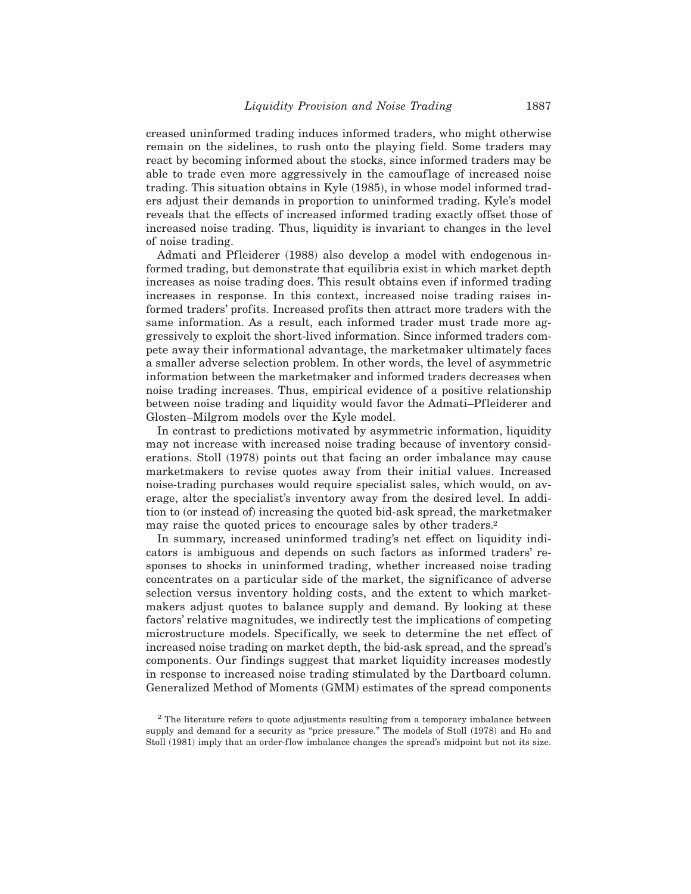creased uninformed trading induces informed traders, who might otherwise remain on the sidelines, to rush onto the playing field. Some traders may react by becoming informed about the stocks, since informed traders may be able to trade even more aggressively in the camouflage of increased noise trading. This situation obtains in Kyle (1985), in whose model informed traders adjust their demands in proportion to uninformed trading. Kyle's model reveals that the effects of increased informed trading exactly offset those of increased noise trading. Thus, liquidity is invariant to changes in the level of noise trading.

Admati and Pfleiderer (1988) also develop a model with endogenous informed trading, but demonstrate that equilibria exist in which market depth increases as noise trading does. This result obtains even if informed trading increases in response. In this context, increased noise trading raises informed traders' profits. Increased profits then attract more traders with the same information. As a result, each informed trader must trade more aggressively to exploit the short-lived information. Since informed traders compete away their informational advantage, the marketmaker ultimately faces a smaller adverse selection problem. In other words, the level of asymmetric information between the marketmaker and informed traders decreases when noise trading increases. Thus, empirical evidence of a positive relationship between noise trading and liquidity would favor the Admati–Pfleiderer and Glosten–Milgrom models over the Kyle model.

In contrast to predictions motivated by asymmetric information, liquidity may not increase with increased noise trading because of inventory considerations. Stoll (1978) points out that facing an order imbalance may cause marketmakers to revise quotes away from their initial values. Increased noise-trading purchases would require specialist sales, which would, on average, alter the specialist's inventory away from the desired level. In addition to (or instead of) increasing the quoted bid-ask spread, the marketmaker may raise the quoted prices to encourage sales by other traders.[2]

In summary, increased uninformed trading's net effect on liquidity indicators is ambiguous and depends on such factors as informed traders' responses to shocks in uninformed trading, whether increased noise trading concentrates on a particular side of the market, the significance of adverse selection versus inventory holding costs, and the extent to which marketmakers adjust quotes to balance supply and demand. By looking at these factors' relative magnitudes, we indirectly test the implications of competing microstructure models. Specifically, we seek to determine the net effect of increased noise trading on market depth, the bid-ask spread, and the spread's components. Our findings suggest that market liquidity increases modestly in response to increased noise trading stimulated by the Dartboard column. Generalized Method of Moments (GMM) estimates of the spread components

[2] The literature refers to quote adjustments resulting from a temporary imbalance between supply and demand for a security as "price pressure." The models of Stoll (1978) and Ho and Stoll (1981) imply that an order-flow imbalance changes the spread's midpoint but not its size.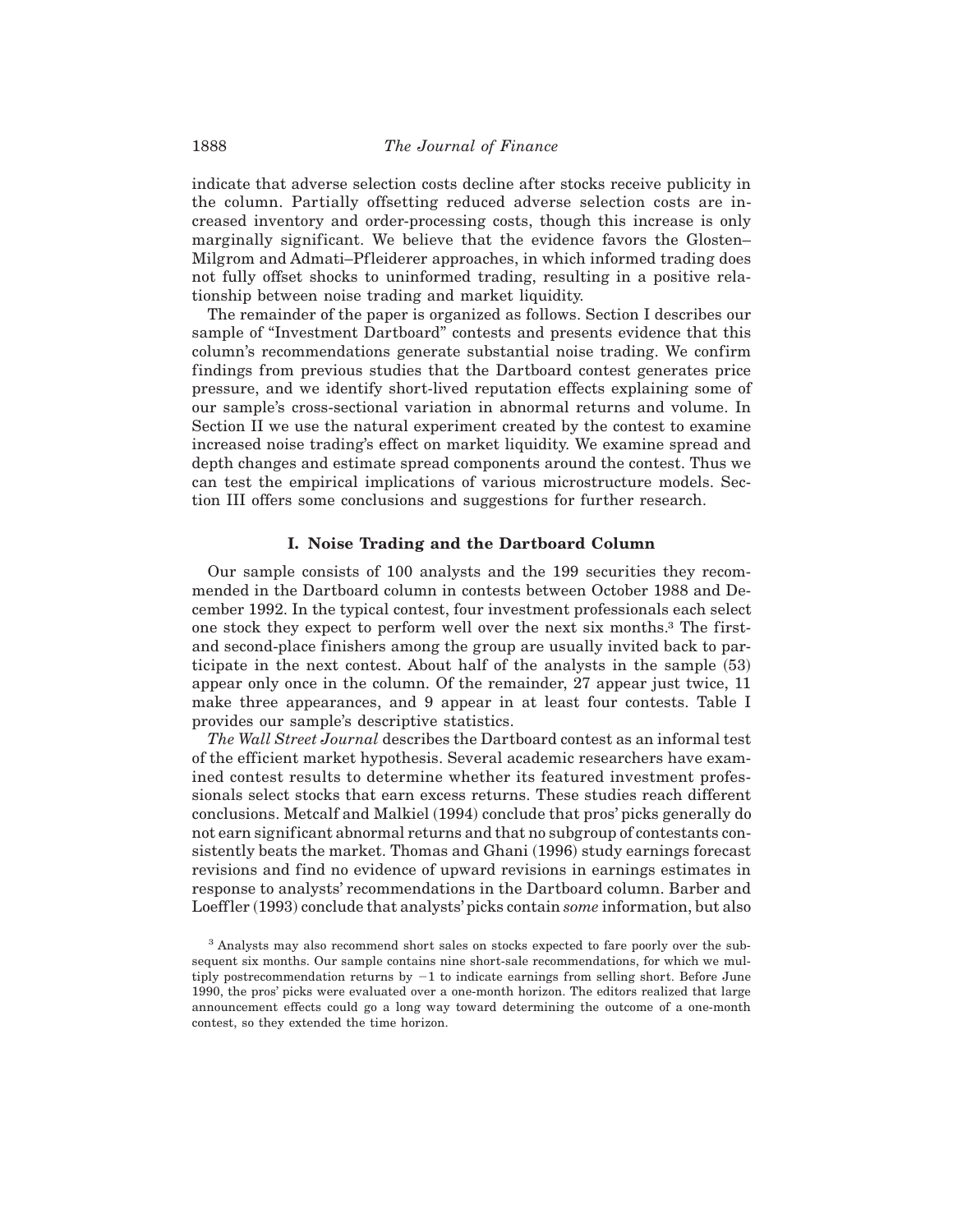indicate that adverse selection costs decline after stocks receive publicity in the column. Partially offsetting reduced adverse selection costs are increased inventory and order-processing costs, though this increase is only marginally significant. We believe that the evidence favors the Glosten–Milgrom and Admati–Pfleiderer approaches, in which informed trading does not fully offset shocks to uninformed trading, resulting in a positive relationship between noise trading and market liquidity.

The remainder of the paper is organized as follows. Section I describes our sample of "Investment Dartboard" contests and presents evidence that this column's recommendations generate substantial noise trading. We confirm findings from previous studies that the Dartboard contest generates price pressure, and we identify short-lived reputation effects explaining some of our sample's cross-sectional variation in abnormal returns and volume. In Section II we use the natural experiment created by the contest to examine increased noise trading's effect on market liquidity. We examine spread and depth changes and estimate spread components around the contest. Thus we can test the empirical implications of various microstructure models. Section III offers some conclusions and suggestions for further research.

## I. Noise Trading and the Dartboard Column

Our sample consists of 100 analysts and the 199 securities they recommended in the Dartboard column in contests between October 1988 and December 1992. In the typical contest, four investment professionals each select one stock they expect to perform well over the next six months.[3] The first- and second-place finishers among the group are usually invited back to participate in the next contest. About half of the analysts in the sample (53) appear only once in the column. Of the remainder, 27 appear just twice, 11 make three appearances, and 9 appear in at least four contests. Table I provides our sample's descriptive statistics.

*The Wall Street Journal* describes the Dartboard contest as an informal test of the efficient market hypothesis. Several academic researchers have examined contest results to determine whether its featured investment professionals select stocks that earn excess returns. These studies reach different conclusions. Metcalf and Malkiel (1994) conclude that pros' picks generally do not earn significant abnormal returns and that no subgroup of contestants consistently beats the market. Thomas and Ghani (1996) study earnings forecast revisions and find no evidence of upward revisions in earnings estimates in response to analysts' recommendations in the Dartboard column. Barber and Loeffler (1993) conclude that analysts' picks contain *some* information, but also

[3] Analysts may also recommend short sales on stocks expected to fare poorly over the subsequent six months. Our sample contains nine short-sale recommendations, for which we multiply postrecommendation returns by $-1$ to indicate earnings from selling short. Before June 1990, the pros' picks were evaluated over a one-month horizon. The editors realized that large announcement effects could go a long way toward determining the outcome of a one-month contest, so they extended the time horizon.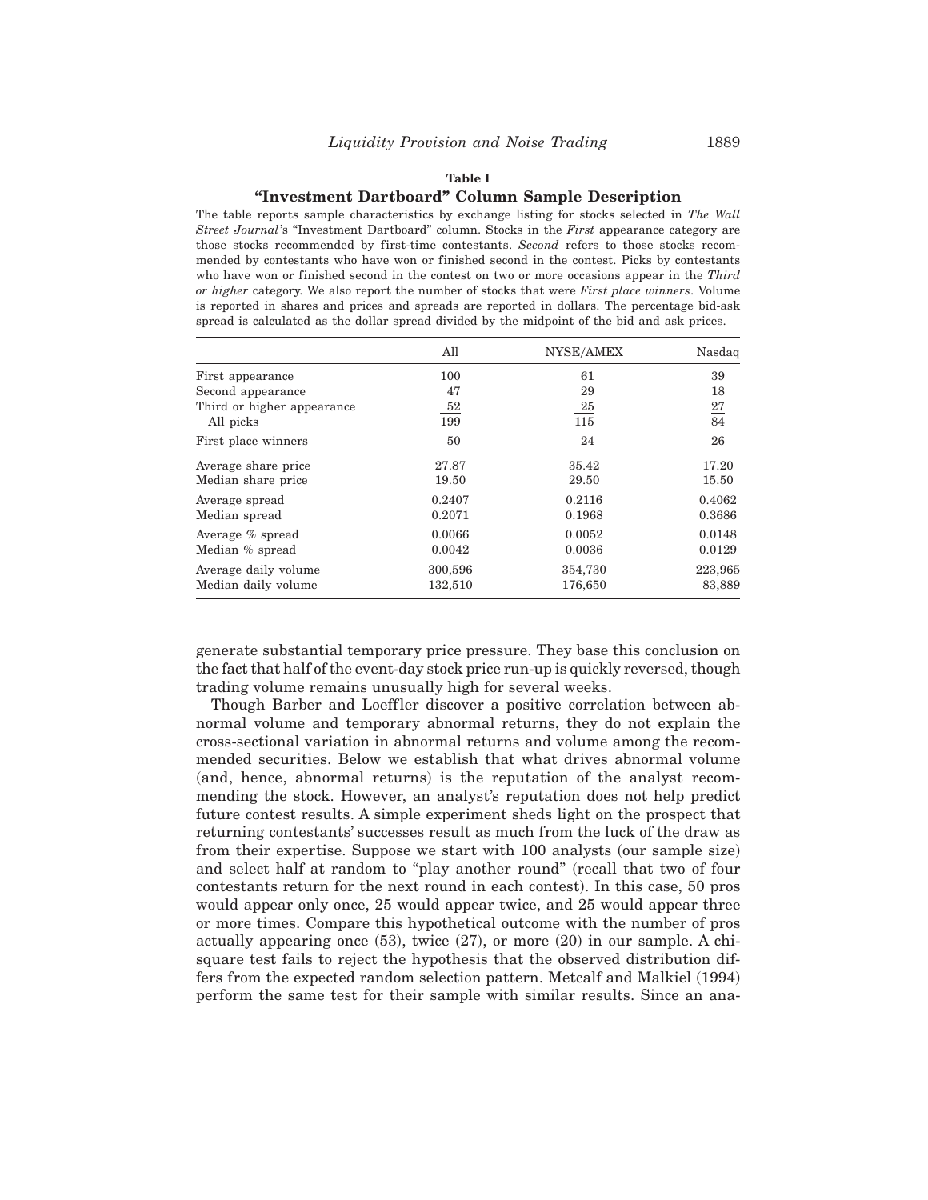**Table I**

**"Investment Dartboard" Column Sample Description**

The table reports sample characteristics by exchange listing for stocks selected in *The Wall Street Journal*'s "Investment Dartboard" column. Stocks in the *First* appearance category are those stocks recommended by first-time contestants. *Second* refers to those stocks recommended by contestants who have won or finished second in the contest. Picks by contestants who have won or finished second in the contest on two or more occasions appear in the *Third or higher* category. We also report the number of stocks that were *First place winners*. Volume is reported in shares and prices and spreads are reported in dollars. The percentage bid-ask spread is calculated as the dollar spread divided by the midpoint of the bid and ask prices.

| | All | NYSE/AMEX | Nasdaq |
|---|---|---|---|
| First appearance | 100 | 61 | 39 |
| Second appearance | 47 | 29 | 18 |
| Third or higher appearance | 52 | 25 | 27 |
| All picks | 199 | 115 | 84 |
| First place winners | 50 | 24 | 26 |
| Average share price | 27.87 | 35.42 | 17.20 |
| Median share price | 19.50 | 29.50 | 15.50 |
| Average spread | 0.2407 | 0.2116 | 0.4062 |
| Median spread | 0.2071 | 0.1968 | 0.3686 |
| Average % spread | 0.0066 | 0.0052 | 0.0148 |
| Median % spread | 0.0042 | 0.0036 | 0.0129 |
| Average daily volume | 300,596 | 354,730 | 223,965 |
| Median daily volume | 132,510 | 176,650 | 83,889 |

generate substantial temporary price pressure. They base this conclusion on the fact that half of the event-day stock price run-up is quickly reversed, though trading volume remains unusually high for several weeks.

Though Barber and Loeffler discover a positive correlation between abnormal volume and temporary abnormal returns, they do not explain the cross-sectional variation in abnormal returns and volume among the recommended securities. Below we establish that what drives abnormal volume (and, hence, abnormal returns) is the reputation of the analyst recommending the stock. However, an analyst's reputation does not help predict future contest results. A simple experiment sheds light on the prospect that returning contestants' successes result as much from the luck of the draw as from their expertise. Suppose we start with 100 analysts (our sample size) and select half at random to "play another round" (recall that two of four contestants return for the next round in each contest). In this case, 50 pros would appear only once, 25 would appear twice, and 25 would appear three or more times. Compare this hypothetical outcome with the number of pros actually appearing once (53), twice (27), or more (20) in our sample. A chi-square test fails to reject the hypothesis that the observed distribution differs from the expected random selection pattern. Metcalf and Malkiel (1994) perform the same test for their sample with similar results. Since an ana-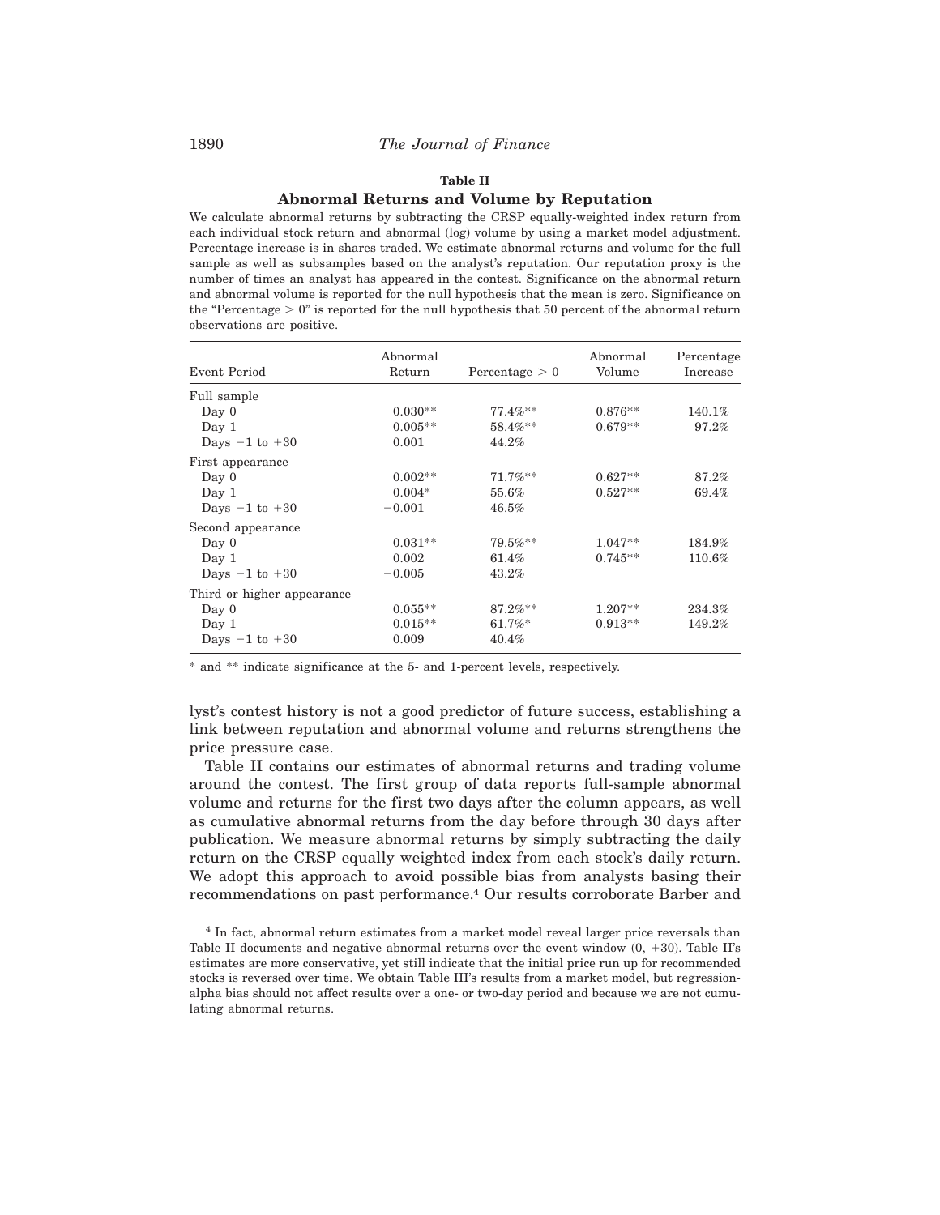**Table II**

**Abnormal Returns and Volume by Reputation**

We calculate abnormal returns by subtracting the CRSP equally-weighted index return from each individual stock return and abnormal (log) volume by using a market model adjustment. Percentage increase is in shares traded. We estimate abnormal returns and volume for the full sample as well as subsamples based on the analyst's reputation. Our reputation proxy is the number of times an analyst has appeared in the contest. Significance on the abnormal return and abnormal volume is reported for the null hypothesis that the mean is zero. Significance on the "Percentage > 0" is reported for the null hypothesis that 50 percent of the abnormal return observations are positive.

| Event Period | Abnormal Return | Percentage > 0 | Abnormal Volume | Percentage Increase |
|---|---|---|---|---|
| Full sample | | | | |
| Day 0 | 0.030** | 77.4%** | 0.876** | 140.1% |
| Day 1 | 0.005** | 58.4%** | 0.679** | 97.2% |
| Days −1 to +30 | 0.001 | 44.2% | | |
| First appearance | | | | |
| Day 0 | 0.002** | 71.7%** | 0.627** | 87.2% |
| Day 1 | 0.004* | 55.6% | 0.527** | 69.4% |
| Days −1 to +30 | −0.001 | 46.5% | | |
| Second appearance | | | | |
| Day 0 | 0.031** | 79.5%** | 1.047** | 184.9% |
| Day 1 | 0.002 | 61.4% | 0.745** | 110.6% |
| Days −1 to +30 | −0.005 | 43.2% | | |
| Third or higher appearance | | | | |
| Day 0 | 0.055** | 87.2%** | 1.207** | 234.3% |
| Day 1 | 0.015** | 61.7%* | 0.913** | 149.2% |
| Days −1 to +30 | 0.009 | 40.4% | | |

\* and \*\* indicate significance at the 5- and 1-percent levels, respectively.

lyst's contest history is not a good predictor of future success, establishing a link between reputation and abnormal volume and returns strengthens the price pressure case.

Table II contains our estimates of abnormal returns and trading volume around the contest. The first group of data reports full-sample abnormal volume and returns for the first two days after the column appears, as well as cumulative abnormal returns from the day before through 30 days after publication. We measure abnormal returns by simply subtracting the daily return on the CRSP equally weighted index from each stock's daily return. We adopt this approach to avoid possible bias from analysts basing their recommendations on past performance.[4] Our results corroborate Barber and

[4] In fact, abnormal return estimates from a market model reveal larger price reversals than Table II documents and negative abnormal returns over the event window (0, +30). Table II's estimates are more conservative, yet still indicate that the initial price run up for recommended stocks is reversed over time. We obtain Table III's results from a market model, but regression-alpha bias should not affect results over a one- or two-day period and because we are not cumulating abnormal returns.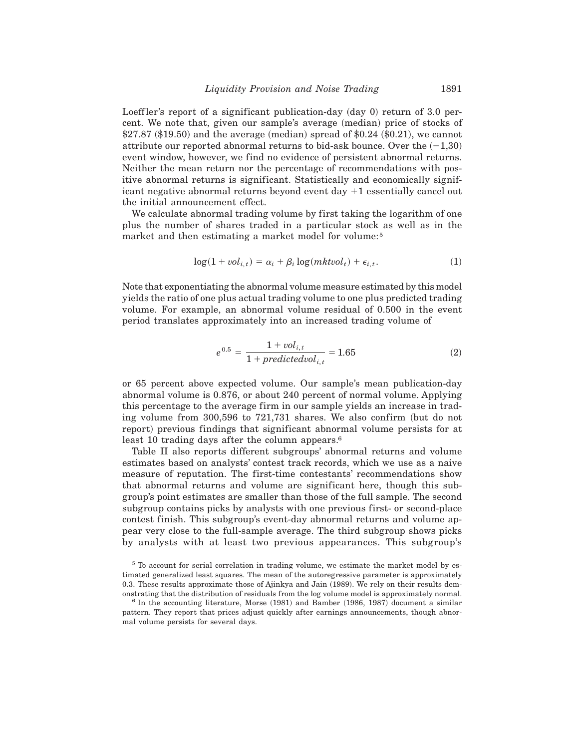Loeffler's report of a significant publication-day (day 0) return of 3.0 percent. We note that, given our sample's average (median) price of stocks of \$27.87 (\$19.50) and the average (median) spread of \$0.24 (\$0.21), we cannot attribute our reported abnormal returns to bid-ask bounce. Over the (−1,30) event window, however, we find no evidence of persistent abnormal returns. Neither the mean return nor the percentage of recommendations with positive abnormal returns is significant. Statistically and economically significant negative abnormal returns beyond event day +1 essentially cancel out the initial announcement effect.

We calculate abnormal trading volume by first taking the logarithm of one plus the number of shares traded in a particular stock as well as in the market and then estimating a market model for volume:[5]

$$\log(1 + vol_{i,t}) = \alpha_i + \beta_i \log(mktvol_t) + \epsilon_{i,t}. \tag{1}$$

Note that exponentiating the abnormal volume measure estimated by this model yields the ratio of one plus actual trading volume to one plus predicted trading volume. For example, an abnormal volume residual of 0.500 in the event period translates approximately into an increased trading volume of

$$e^{0.5} = \frac{1 + vol_{i,t}}{1 + predictedvol_{i,t}} = 1.65 \tag{2}$$

or 65 percent above expected volume. Our sample's mean publication-day abnormal volume is 0.876, or about 240 percent of normal volume. Applying this percentage to the average firm in our sample yields an increase in trading volume from 300,596 to 721,731 shares. We also confirm (but do not report) previous findings that significant abnormal volume persists for at least 10 trading days after the column appears.[6]

Table II also reports different subgroups' abnormal returns and volume estimates based on analysts' contest track records, which we use as a naive measure of reputation. The first-time contestants' recommendations show that abnormal returns and volume are significant here, though this subgroup's point estimates are smaller than those of the full sample. The second subgroup contains picks by analysts with one previous first- or second-place contest finish. This subgroup's event-day abnormal returns and volume appear very close to the full-sample average. The third subgroup shows picks by analysts with at least two previous appearances. This subgroup's

[5] To account for serial correlation in trading volume, we estimate the market model by estimated generalized least squares. The mean of the autoregressive parameter is approximately 0.3. These results approximate those of Ajinkya and Jain (1989). We rely on their results demonstrating that the distribution of residuals from the log volume model is approximately normal.

[6] In the accounting literature, Morse (1981) and Bamber (1986, 1987) document a similar pattern. They report that prices adjust quickly after earnings announcements, though abnormal volume persists for several days.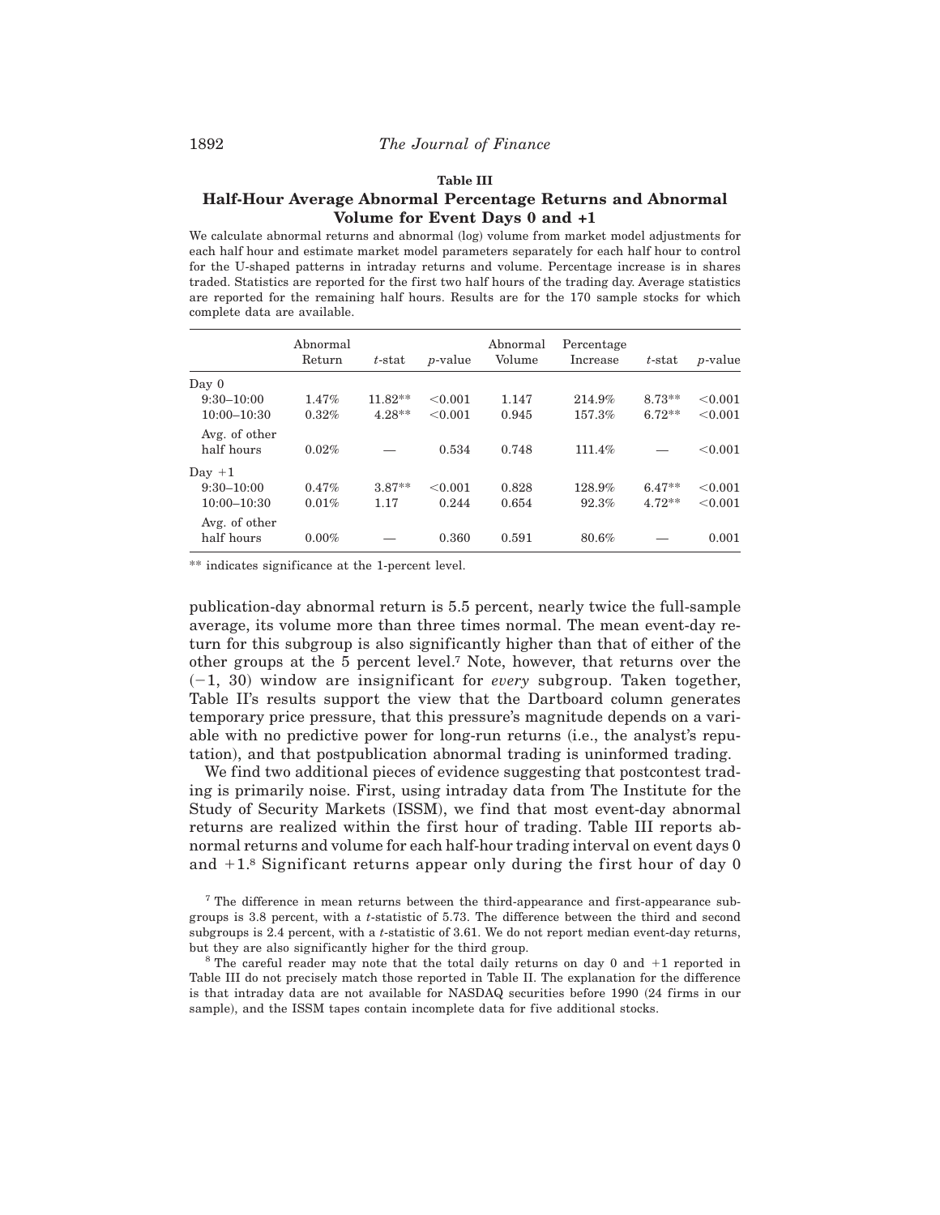**Table III**

**Half-Hour Average Abnormal Percentage Returns and Abnormal Volume for Event Days 0 and +1**

We calculate abnormal returns and abnormal (log) volume from market model adjustments for each half hour and estimate market model parameters separately for each half hour to control for the U-shaped patterns in intraday returns and volume. Percentage increase is in shares traded. Statistics are reported for the first two half hours of the trading day. Average statistics are reported for the remaining half hours. Results are for the 170 sample stocks for which complete data are available.

| | Abnormal Return | *t*-stat | *p*-value | Abnormal Volume | Percentage Increase | *t*-stat | *p*-value |
|---|---|---|---|---|---|---|---|
| Day 0 | | | | | | | |
| 9:30–10:00 | 1.47% | 11.82** | <0.001 | 1.147 | 214.9% | 8.73** | <0.001 |
| 10:00–10:30 | 0.32% | 4.28** | <0.001 | 0.945 | 157.3% | 6.72** | <0.001 |
| Avg. of other half hours | 0.02% | — | 0.534 | 0.748 | 111.4% | — | <0.001 |
| Day +1 | | | | | | | |
| 9:30–10:00 | 0.47% | 3.87** | <0.001 | 0.828 | 128.9% | 6.47** | <0.001 |
| 10:00–10:30 | 0.01% | 1.17 | 0.244 | 0.654 | 92.3% | 4.72** | <0.001 |
| Avg. of other half hours | 0.00% | — | 0.360 | 0.591 | 80.6% | — | 0.001 |

** indicates significance at the 1-percent level.

publication-day abnormal return is 5.5 percent, nearly twice the full-sample average, its volume more than three times normal. The mean event-day return for this subgroup is also significantly higher than that of either of the other groups at the 5 percent level.[7] Note, however, that returns over the ($-1$, 30) window are insignificant for *every* subgroup. Taken together, Table II's results support the view that the Dartboard column generates temporary price pressure, that this pressure's magnitude depends on a variable with no predictive power for long-run returns (i.e., the analyst's reputation), and that postpublication abnormal trading is uninformed trading.

We find two additional pieces of evidence suggesting that postcontest trading is primarily noise. First, using intraday data from The Institute for the Study of Security Markets (ISSM), we find that most event-day abnormal returns are realized within the first hour of trading. Table III reports abnormal returns and volume for each half-hour trading interval on event days 0 and +1.[8] Significant returns appear only during the first hour of day 0

[7] The difference in mean returns between the third-appearance and first-appearance subgroups is 3.8 percent, with a *t*-statistic of 5.73. The difference between the third and second subgroups is 2.4 percent, with a *t*-statistic of 3.61. We do not report median event-day returns, but they are also significantly higher for the third group.

[8] The careful reader may note that the total daily returns on day 0 and +1 reported in Table III do not precisely match those reported in Table II. The explanation for the difference is that intraday data are not available for NASDAQ securities before 1990 (24 firms in our sample), and the ISSM tapes contain incomplete data for five additional stocks.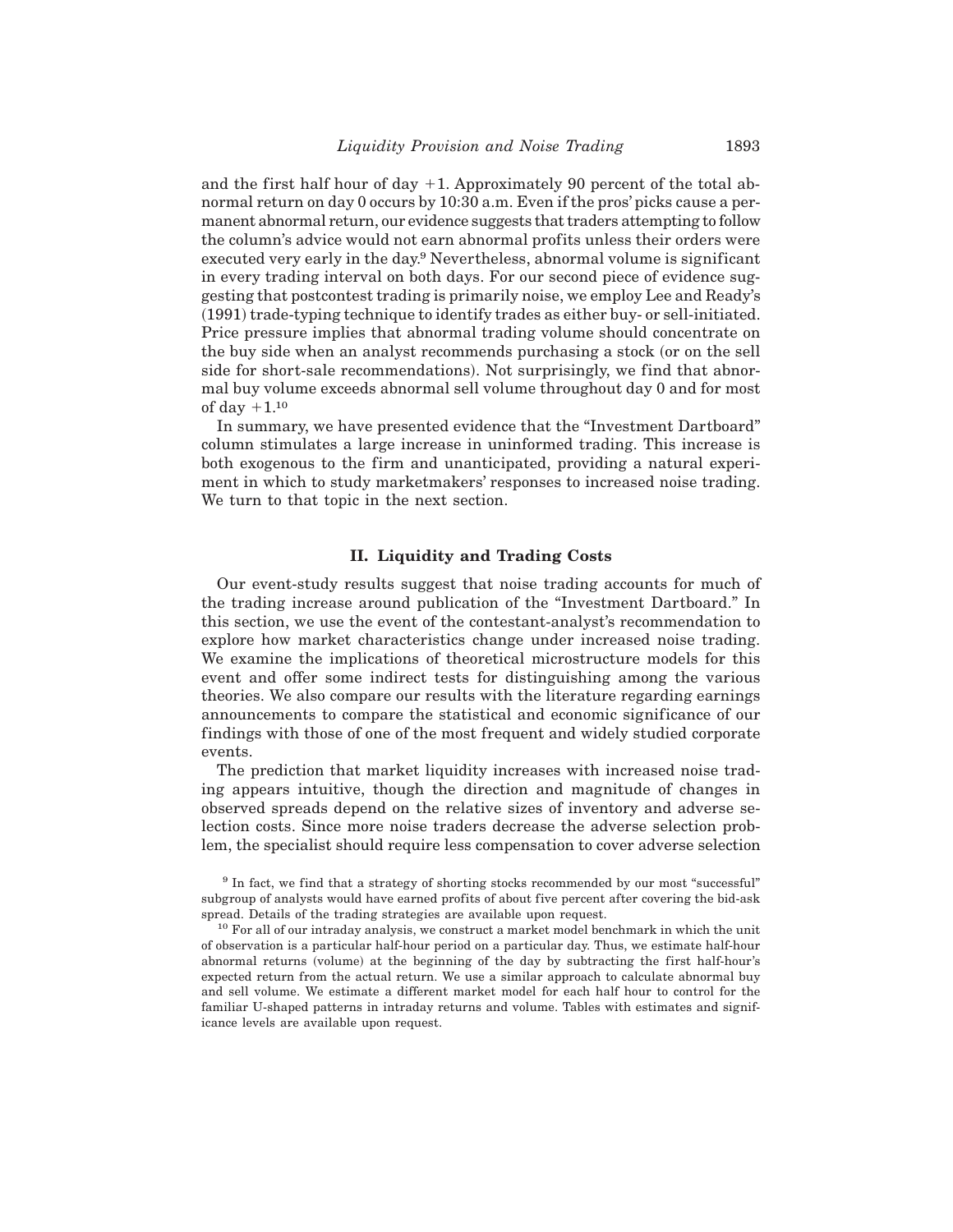and the first half hour of day +1. Approximately 90 percent of the total abnormal return on day 0 occurs by 10:30 a.m. Even if the pros' picks cause a permanent abnormal return, our evidence suggests that traders attempting to follow the column's advice would not earn abnormal profits unless their orders were executed very early in the day.[9] Nevertheless, abnormal volume is significant in every trading interval on both days. For our second piece of evidence suggesting that postcontest trading is primarily noise, we employ Lee and Ready's (1991) trade-typing technique to identify trades as either buy- or sell-initiated. Price pressure implies that abnormal trading volume should concentrate on the buy side when an analyst recommends purchasing a stock (or on the sell side for short-sale recommendations). Not surprisingly, we find that abnormal buy volume exceeds abnormal sell volume throughout day 0 and for most of day +1.[10]

In summary, we have presented evidence that the "Investment Dartboard" column stimulates a large increase in uninformed trading. This increase is both exogenous to the firm and unanticipated, providing a natural experiment in which to study marketmakers' responses to increased noise trading. We turn to that topic in the next section.

## II. Liquidity and Trading Costs

Our event-study results suggest that noise trading accounts for much of the trading increase around publication of the "Investment Dartboard." In this section, we use the event of the contestant-analyst's recommendation to explore how market characteristics change under increased noise trading. We examine the implications of theoretical microstructure models for this event and offer some indirect tests for distinguishing among the various theories. We also compare our results with the literature regarding earnings announcements to compare the statistical and economic significance of our findings with those of one of the most frequent and widely studied corporate events.

The prediction that market liquidity increases with increased noise trading appears intuitive, though the direction and magnitude of changes in observed spreads depend on the relative sizes of inventory and adverse selection costs. Since more noise traders decrease the adverse selection problem, the specialist should require less compensation to cover adverse selection

[9] In fact, we find that a strategy of shorting stocks recommended by our most "successful" subgroup of analysts would have earned profits of about five percent after covering the bid-ask spread. Details of the trading strategies are available upon request.

[10] For all of our intraday analysis, we construct a market model benchmark in which the unit of observation is a particular half-hour period on a particular day. Thus, we estimate half-hour abnormal returns (volume) at the beginning of the day by subtracting the first half-hour's expected return from the actual return. We use a similar approach to calculate abnormal buy and sell volume. We estimate a different market model for each half hour to control for the familiar U-shaped patterns in intraday returns and volume. Tables with estimates and significance levels are available upon request.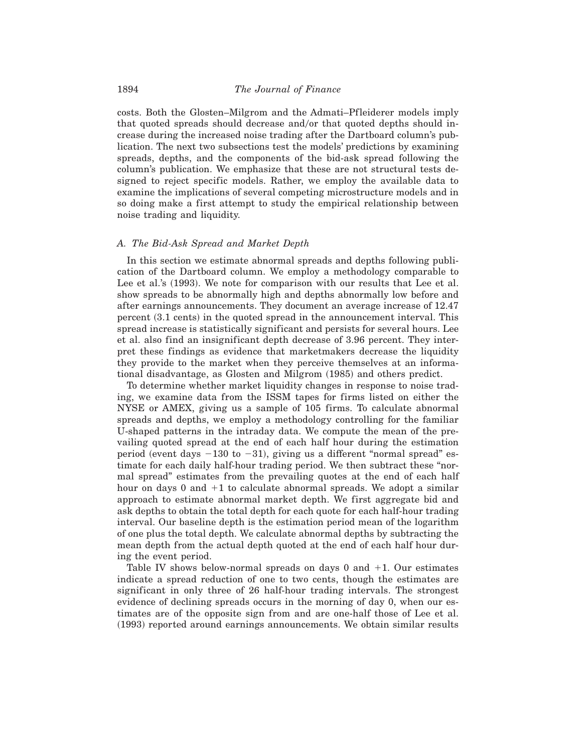costs. Both the Glosten–Milgrom and the Admati–Pfleiderer models imply that quoted spreads should decrease and/or that quoted depths should increase during the increased noise trading after the Dartboard column's publication. The next two subsections test the models' predictions by examining spreads, depths, and the components of the bid-ask spread following the column's publication. We emphasize that these are not structural tests designed to reject specific models. Rather, we employ the available data to examine the implications of several competing microstructure models and in so doing make a first attempt to study the empirical relationship between noise trading and liquidity.

### *A. The Bid-Ask Spread and Market Depth*

In this section we estimate abnormal spreads and depths following publication of the Dartboard column. We employ a methodology comparable to Lee et al.'s (1993). We note for comparison with our results that Lee et al. show spreads to be abnormally high and depths abnormally low before and after earnings announcements. They document an average increase of 12.47 percent (3.1 cents) in the quoted spread in the announcement interval. This spread increase is statistically significant and persists for several hours. Lee et al. also find an insignificant depth decrease of 3.96 percent. They interpret these findings as evidence that marketmakers decrease the liquidity they provide to the market when they perceive themselves at an informational disadvantage, as Glosten and Milgrom (1985) and others predict.

To determine whether market liquidity changes in response to noise trading, we examine data from the ISSM tapes for firms listed on either the NYSE or AMEX, giving us a sample of 105 firms. To calculate abnormal spreads and depths, we employ a methodology controlling for the familiar U-shaped patterns in the intraday data. We compute the mean of the prevailing quoted spread at the end of each half hour during the estimation period (event days −130 to −31), giving us a different "normal spread" estimate for each daily half-hour trading period. We then subtract these "normal spread" estimates from the prevailing quotes at the end of each half hour on days 0 and +1 to calculate abnormal spreads. We adopt a similar approach to estimate abnormal market depth. We first aggregate bid and ask depths to obtain the total depth for each quote for each half-hour trading interval. Our baseline depth is the estimation period mean of the logarithm of one plus the total depth. We calculate abnormal depths by subtracting the mean depth from the actual depth quoted at the end of each half hour during the event period.

Table IV shows below-normal spreads on days 0 and +1. Our estimates indicate a spread reduction of one to two cents, though the estimates are significant in only three of 26 half-hour trading intervals. The strongest evidence of declining spreads occurs in the morning of day 0, when our estimates are of the opposite sign from and are one-half those of Lee et al. (1993) reported around earnings announcements. We obtain similar results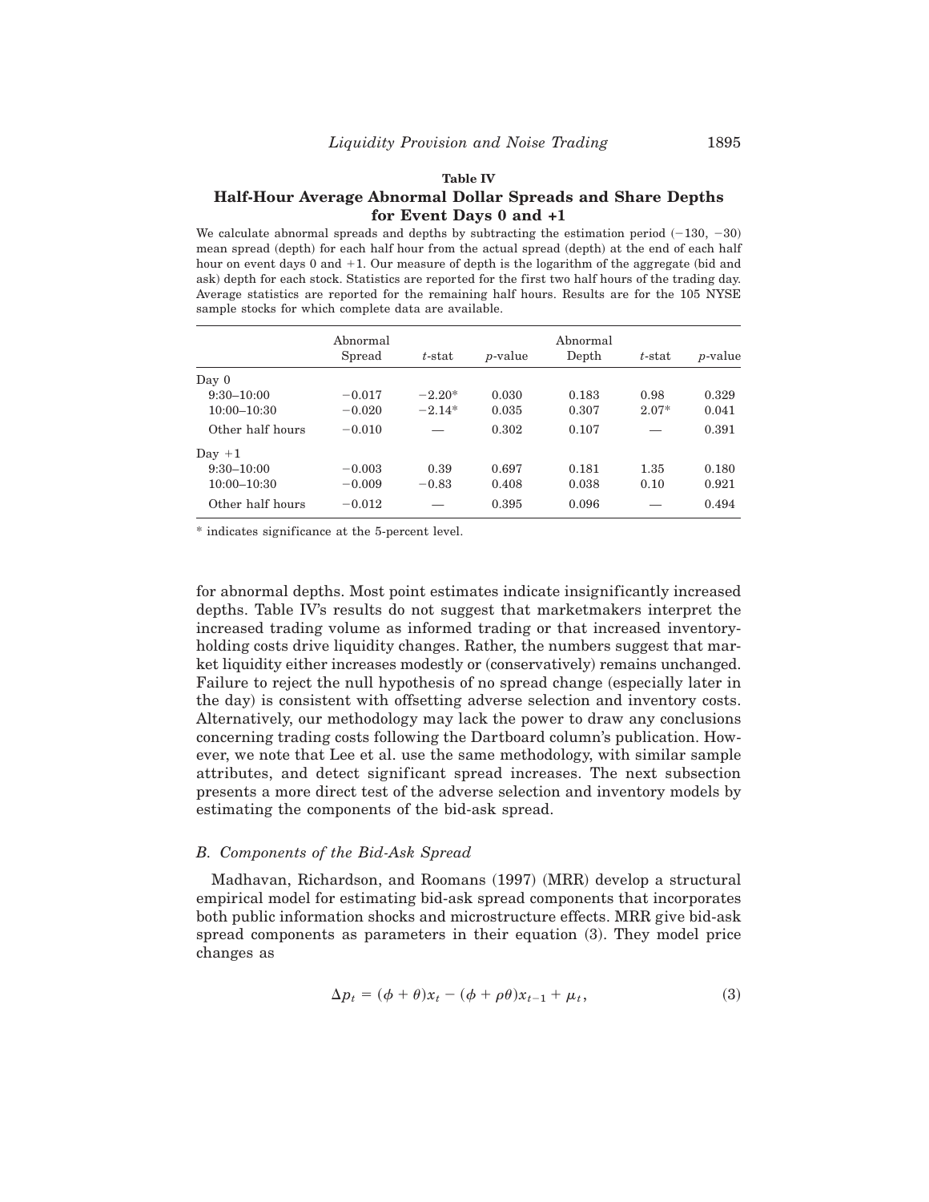**Table IV**

**Half-Hour Average Abnormal Dollar Spreads and Share Depths for Event Days 0 and +1**

We calculate abnormal spreads and depths by subtracting the estimation period (−130, −30) mean spread (depth) for each half hour from the actual spread (depth) at the end of each half hour on event days 0 and +1. Our measure of depth is the logarithm of the aggregate (bid and ask) depth for each stock. Statistics are reported for the first two half hours of the trading day. Average statistics are reported for the remaining half hours. Results are for the 105 NYSE sample stocks for which complete data are available.

| | Abnormal Spread | *t*-stat | *p*-value | Abnormal Depth | *t*-stat | *p*-value |
|---|---|---|---|---|---|---|
| Day 0 | | | | | | |
| 9:30–10:00 | −0.017 | −2.20* | 0.030 | 0.183 | 0.98 | 0.329 |
| 10:00–10:30 | −0.020 | −2.14* | 0.035 | 0.307 | 2.07* | 0.041 |
| Other half hours | −0.010 | — | 0.302 | 0.107 | — | 0.391 |
| Day +1 | | | | | | |
| 9:30–10:00 | −0.003 | 0.39 | 0.697 | 0.181 | 1.35 | 0.180 |
| 10:00–10:30 | −0.009 | −0.83 | 0.408 | 0.038 | 0.10 | 0.921 |
| Other half hours | −0.012 | — | 0.395 | 0.096 | — | 0.494 |

* indicates significance at the 5-percent level.

for abnormal depths. Most point estimates indicate insignificantly increased depths. Table IV's results do not suggest that marketmakers interpret the increased trading volume as informed trading or that increased inventory-holding costs drive liquidity changes. Rather, the numbers suggest that market liquidity either increases modestly or (conservatively) remains unchanged. Failure to reject the null hypothesis of no spread change (especially later in the day) is consistent with offsetting adverse selection and inventory costs. Alternatively, our methodology may lack the power to draw any conclusions concerning trading costs following the Dartboard column's publication. However, we note that Lee et al. use the same methodology, with similar sample attributes, and detect significant spread increases. The next subsection presents a more direct test of the adverse selection and inventory models by estimating the components of the bid-ask spread.

### *B. Components of the Bid-Ask Spread*

Madhavan, Richardson, and Roomans (1997) (MRR) develop a structural empirical model for estimating bid-ask spread components that incorporates both public information shocks and microstructure effects. MRR give bid-ask spread components as parameters in their equation (3). They model price changes as

$$\Delta p_t = (\phi + \theta)x_t - (\phi + \rho\theta)x_{t-1} + \mu_t, \tag{3}$$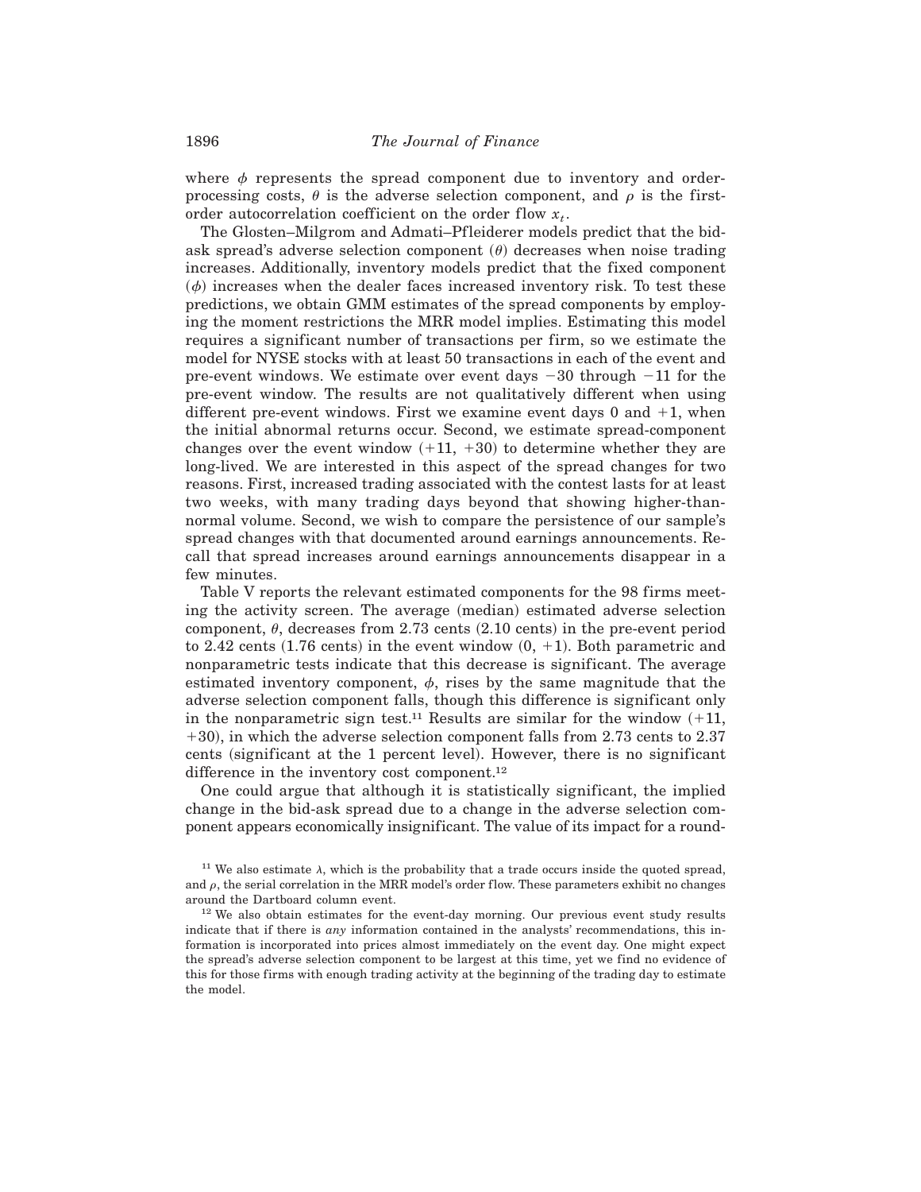where $\phi$ represents the spread component due to inventory and order-processing costs, $\theta$ is the adverse selection component, and $\rho$ is the first-order autocorrelation coefficient on the order flow $x_t$.

The Glosten–Milgrom and Admati–Pfleiderer models predict that the bid-ask spread's adverse selection component ($\theta$) decreases when noise trading increases. Additionally, inventory models predict that the fixed component ($\phi$) increases when the dealer faces increased inventory risk. To test these predictions, we obtain GMM estimates of the spread components by employing the moment restrictions the MRR model implies. Estimating this model requires a significant number of transactions per firm, so we estimate the model for NYSE stocks with at least 50 transactions in each of the event and pre-event windows. We estimate over event days −30 through −11 for the pre-event window. The results are not qualitatively different when using different pre-event windows. First we examine event days 0 and +1, when the initial abnormal returns occur. Second, we estimate spread-component changes over the event window (+11, +30) to determine whether they are long-lived. We are interested in this aspect of the spread changes for two reasons. First, increased trading associated with the contest lasts for at least two weeks, with many trading days beyond that showing higher-than-normal volume. Second, we wish to compare the persistence of our sample's spread changes with that documented around earnings announcements. Recall that spread increases around earnings announcements disappear in a few minutes.

Table V reports the relevant estimated components for the 98 firms meeting the activity screen. The average (median) estimated adverse selection component, $\theta$, decreases from 2.73 cents (2.10 cents) in the pre-event period to 2.42 cents (1.76 cents) in the event window (0, +1). Both parametric and nonparametric tests indicate that this decrease is significant. The average estimated inventory component, $\phi$, rises by the same magnitude that the adverse selection component falls, though this difference is significant only in the nonparametric sign test.[11] Results are similar for the window (+11, +30), in which the adverse selection component falls from 2.73 cents to 2.37 cents (significant at the 1 percent level). However, there is no significant difference in the inventory cost component.[12]

One could argue that although it is statistically significant, the implied change in the bid-ask spread due to a change in the adverse selection component appears economically insignificant. The value of its impact for a round-

[11] We also estimate $\lambda$, which is the probability that a trade occurs inside the quoted spread, and $\rho$, the serial correlation in the MRR model's order flow. These parameters exhibit no changes around the Dartboard column event.

[12] We also obtain estimates for the event-day morning. Our previous event study results indicate that if there is *any* information contained in the analysts' recommendations, this information is incorporated into prices almost immediately on the event day. One might expect the spread's adverse selection component to be largest at this time, yet we find no evidence of this for those firms with enough trading activity at the beginning of the trading day to estimate the model.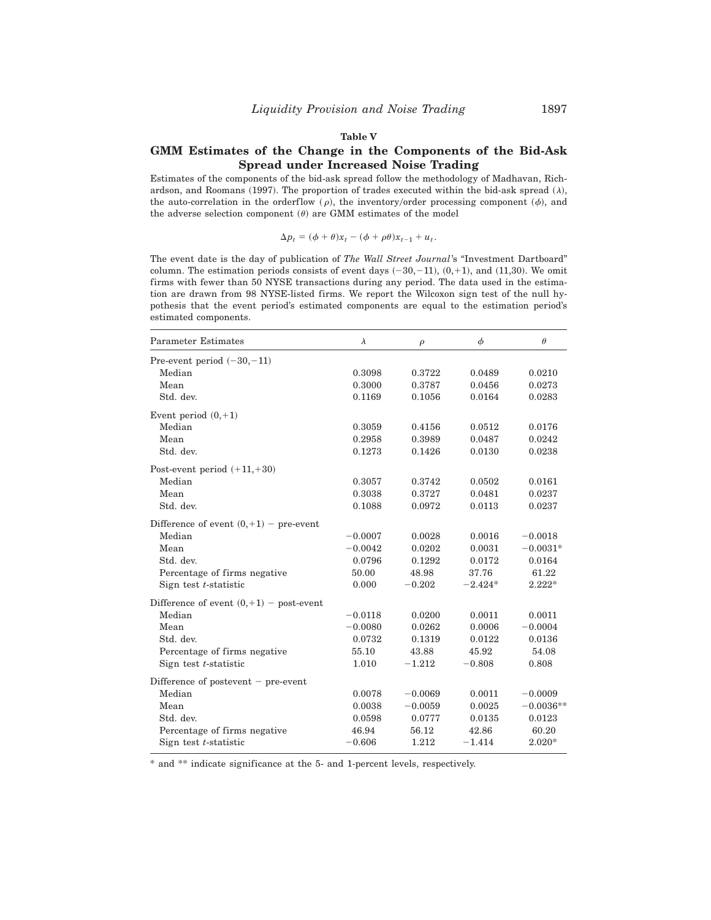**Table V**

**GMM Estimates of the Change in the Components of the Bid-Ask Spread under Increased Noise Trading**

Estimates of the components of the bid-ask spread follow the methodology of Madhavan, Richardson, and Roomans (1997). The proportion of trades executed within the bid-ask spread ($\lambda$), the auto-correlation in the orderflow ($\rho$), the inventory/order processing component ($\phi$), and the adverse selection component ($\theta$) are GMM estimates of the model

$$\Delta p_t = (\phi + \theta)x_t - (\phi + \rho\theta)x_{t-1} + u_t.$$

The event date is the day of publication of *The Wall Street Journal*'s "Investment Dartboard" column. The estimation periods consists of event days (−30,−11), (0,+1), and (11,30). We omit firms with fewer than 50 NYSE transactions during any period. The data used in the estimation are drawn from 98 NYSE-listed firms. We report the Wilcoxon sign test of the null hypothesis that the event period's estimated components are equal to the estimation period's estimated components.

| Parameter Estimates | $\lambda$ | $\rho$ | $\phi$ | $\theta$ |
|---|---|---|---|---|
| Pre-event period (−30,−11) | | | | |
| Median | 0.3098 | 0.3722 | 0.0489 | 0.0210 |
| Mean | 0.3000 | 0.3787 | 0.0456 | 0.0273 |
| Std. dev. | 0.1169 | 0.1056 | 0.0164 | 0.0283 |
| Event period (0,+1) | | | | |
| Median | 0.3059 | 0.4156 | 0.0512 | 0.0176 |
| Mean | 0.2958 | 0.3989 | 0.0487 | 0.0242 |
| Std. dev. | 0.1273 | 0.1426 | 0.0130 | 0.0238 |
| Post-event period (+11,+30) | | | | |
| Median | 0.3057 | 0.3742 | 0.0502 | 0.0161 |
| Mean | 0.3038 | 0.3727 | 0.0481 | 0.0237 |
| Std. dev. | 0.1088 | 0.0972 | 0.0113 | 0.0237 |
| Difference of event (0,+1) − pre-event | | | | |
| Median | −0.0007 | 0.0028 | 0.0016 | −0.0018 |
| Mean | −0.0042 | 0.0202 | 0.0031 | −0.0031* |
| Std. dev. | 0.0796 | 0.1292 | 0.0172 | 0.0164 |
| Percentage of firms negative | 50.00 | 48.98 | 37.76 | 61.22 |
| Sign test *t*-statistic | 0.000 | −0.202 | −2.424* | 2.222* |
| Difference of event (0,+1) − post-event | | | | |
| Median | −0.0118 | 0.0200 | 0.0011 | 0.0011 |
| Mean | −0.0080 | 0.0262 | 0.0006 | −0.0004 |
| Std. dev. | 0.0732 | 0.1319 | 0.0122 | 0.0136 |
| Percentage of firms negative | 55.10 | 43.88 | 45.92 | 54.08 |
| Sign test *t*-statistic | 1.010 | −1.212 | −0.808 | 0.808 |
| Difference of postevent − pre-event | | | | |
| Median | 0.0078 | −0.0069 | 0.0011 | −0.0009 |
| Mean | 0.0038 | −0.0059 | 0.0025 | −0.0036** |
| Std. dev. | 0.0598 | 0.0777 | 0.0135 | 0.0123 |
| Percentage of firms negative | 46.94 | 56.12 | 42.86 | 60.20 |
| Sign test *t*-statistic | −0.606 | 1.212 | −1.414 | 2.020* |

* and ** indicate significance at the 5- and 1-percent levels, respectively.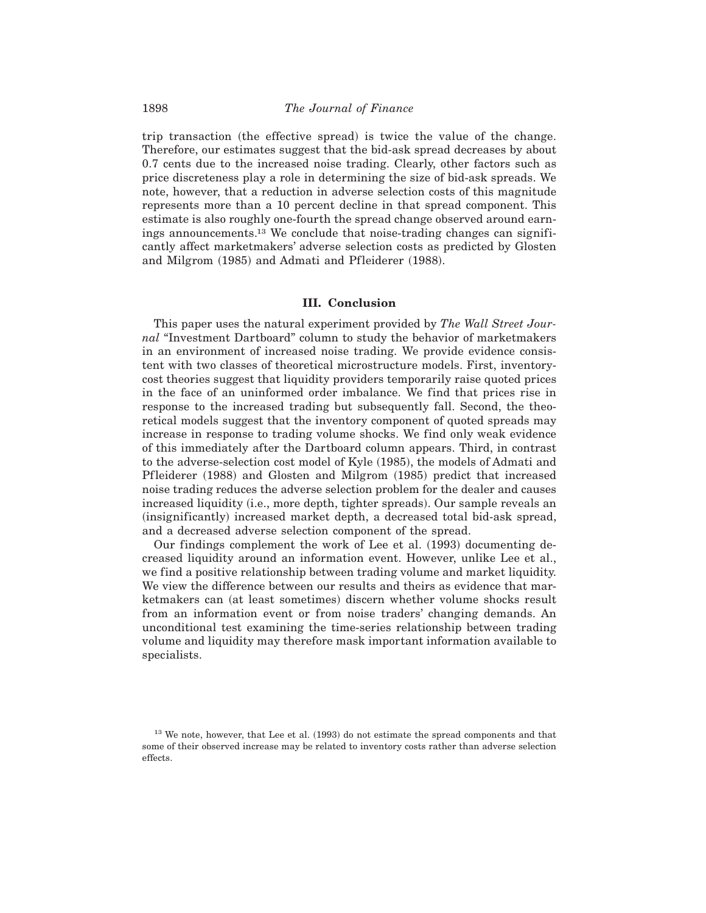trip transaction (the effective spread) is twice the value of the change. Therefore, our estimates suggest that the bid-ask spread decreases by about 0.7 cents due to the increased noise trading. Clearly, other factors such as price discreteness play a role in determining the size of bid-ask spreads. We note, however, that a reduction in adverse selection costs of this magnitude represents more than a 10 percent decline in that spread component. This estimate is also roughly one-fourth the spread change observed around earnings announcements.[13] We conclude that noise-trading changes can significantly affect marketmakers' adverse selection costs as predicted by Glosten and Milgrom (1985) and Admati and Pfleiderer (1988).

## III. Conclusion

This paper uses the natural experiment provided by *The Wall Street Journal* "Investment Dartboard" column to study the behavior of marketmakers in an environment of increased noise trading. We provide evidence consistent with two classes of theoretical microstructure models. First, inventory-cost theories suggest that liquidity providers temporarily raise quoted prices in the face of an uninformed order imbalance. We find that prices rise in response to the increased trading but subsequently fall. Second, the theoretical models suggest that the inventory component of quoted spreads may increase in response to trading volume shocks. We find only weak evidence of this immediately after the Dartboard column appears. Third, in contrast to the adverse-selection cost model of Kyle (1985), the models of Admati and Pfleiderer (1988) and Glosten and Milgrom (1985) predict that increased noise trading reduces the adverse selection problem for the dealer and causes increased liquidity (i.e., more depth, tighter spreads). Our sample reveals an (insignificantly) increased market depth, a decreased total bid-ask spread, and a decreased adverse selection component of the spread.

Our findings complement the work of Lee et al. (1993) documenting decreased liquidity around an information event. However, unlike Lee et al., we find a positive relationship between trading volume and market liquidity. We view the difference between our results and theirs as evidence that marketmakers can (at least sometimes) discern whether volume shocks result from an information event or from noise traders' changing demands. An unconditional test examining the time-series relationship between trading volume and liquidity may therefore mask important information available to specialists.

[13] We note, however, that Lee et al. (1993) do not estimate the spread components and that some of their observed increase may be related to inventory costs rather than adverse selection effects.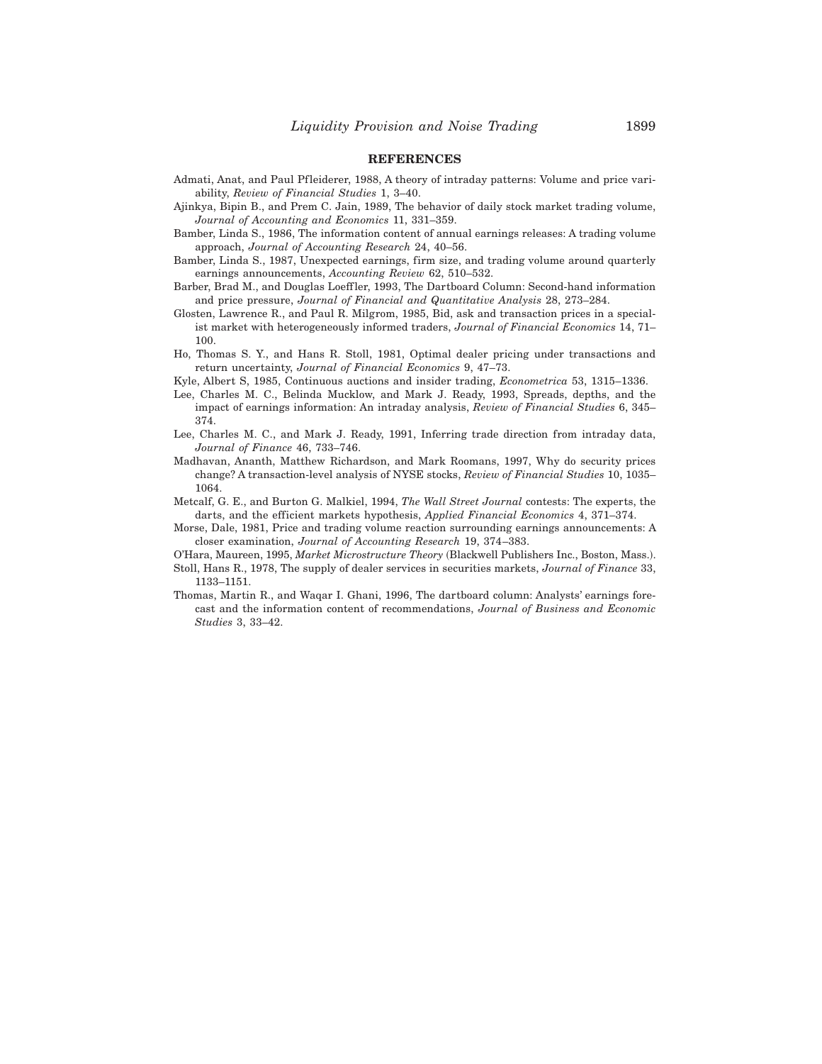## REFERENCES

Admati, Anat, and Paul Pfleiderer, 1988, A theory of intraday patterns: Volume and price variability, *Review of Financial Studies* 1, 3–40.

Ajinkya, Bipin B., and Prem C. Jain, 1989, The behavior of daily stock market trading volume, *Journal of Accounting and Economics* 11, 331–359.

Bamber, Linda S., 1986, The information content of annual earnings releases: A trading volume approach, *Journal of Accounting Research* 24, 40–56.

Bamber, Linda S., 1987, Unexpected earnings, firm size, and trading volume around quarterly earnings announcements, *Accounting Review* 62, 510–532.

Barber, Brad M., and Douglas Loeffler, 1993, The Dartboard Column: Second-hand information and price pressure, *Journal of Financial and Quantitative Analysis* 28, 273–284.

Glosten, Lawrence R., and Paul R. Milgrom, 1985, Bid, ask and transaction prices in a specialist market with heterogeneously informed traders, *Journal of Financial Economics* 14, 71–100.

Ho, Thomas S. Y., and Hans R. Stoll, 1981, Optimal dealer pricing under transactions and return uncertainty, *Journal of Financial Economics* 9, 47–73.

Kyle, Albert S, 1985, Continuous auctions and insider trading, *Econometrica* 53, 1315–1336.

Lee, Charles M. C., Belinda Mucklow, and Mark J. Ready, 1993, Spreads, depths, and the impact of earnings information: An intraday analysis, *Review of Financial Studies* 6, 345–374.

Lee, Charles M. C., and Mark J. Ready, 1991, Inferring trade direction from intraday data, *Journal of Finance* 46, 733–746.

Madhavan, Ananth, Matthew Richardson, and Mark Roomans, 1997, Why do security prices change? A transaction-level analysis of NYSE stocks, *Review of Financial Studies* 10, 1035–1064.

Metcalf, G. E., and Burton G. Malkiel, 1994, *The Wall Street Journal* contests: The experts, the darts, and the efficient markets hypothesis, *Applied Financial Economics* 4, 371–374.

Morse, Dale, 1981, Price and trading volume reaction surrounding earnings announcements: A closer examination, *Journal of Accounting Research* 19, 374–383.

O'Hara, Maureen, 1995, *Market Microstructure Theory* (Blackwell Publishers Inc., Boston, Mass.).

Stoll, Hans R., 1978, The supply of dealer services in securities markets, *Journal of Finance* 33, 1133–1151.

Thomas, Martin R., and Waqar I. Ghani, 1996, The dartboard column: Analysts' earnings forecast and the information content of recommendations, *Journal of Business and Economic Studies* 3, 33–42.